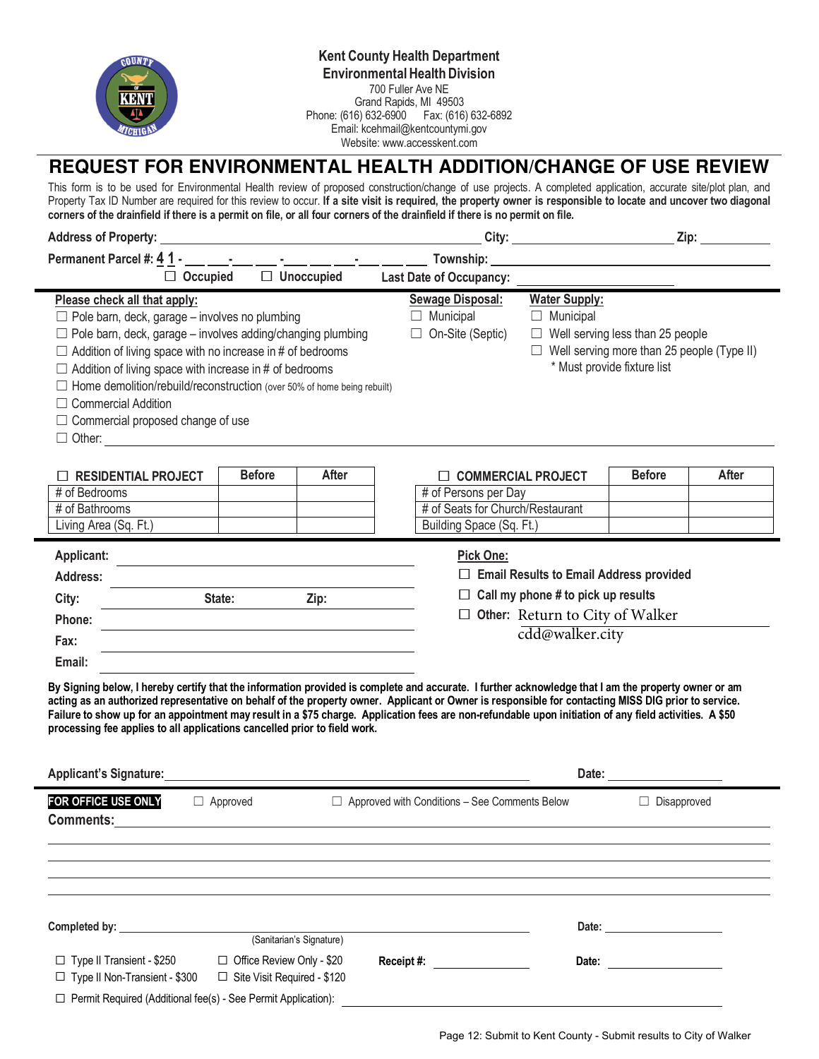**Kent County Health Department**
**Environmental Health Division**
700 Fuller Ave NE
Grand Rapids, MI 49503
Phone: (616) 632-6900 Fax: (616) 632-6892
Email: kcehmail@kentcountymi.gov
Website: www.accesskent.com

# REQUEST FOR ENVIRONMENTAL HEALTH ADDITION/CHANGE OF USE REVIEW

This form is to be used for Environmental Health review of proposed construction/change of use projects. A completed application, accurate site/plot plan, and Property Tax ID Number are required for this review to occur. **If a site visit is required, the property owner is responsible to locate and uncover two diagonal corners of the drainfield if there is a permit on file, or all four corners of the drainfield if there is no permit on file.**

**Address of Property:** ______________________ **City:** ______________ **Zip:** ________

**Permanent Parcel #:** 4 1 - ___ ___ - ___ ___ - ___ ___ ___ - ___ ___ ___ **Township:** ______________________

☐ Occupied ☐ Unoccupied **Last Date of Occupancy:** ______________

**Please check all that apply:**

- ☐ Pole barn, deck, garage – involves no plumbing
- ☐ Pole barn, deck, garage – involves adding/changing plumbing
- ☐ Addition of living space with no increase in # of bedrooms
- ☐ Addition of living space with increase in # of bedrooms
- ☐ Home demolition/rebuild/reconstruction (over 50% of home being rebuilt)
- ☐ Commercial Addition
- ☐ Commercial proposed change of use
- ☐ Other: ______________________

**Sewage Disposal:**

- ☐ Municipal
- ☐ On-Site (Septic)

**Water Supply:**

- ☐ Municipal
- ☐ Well serving less than 25 people
- ☐ Well serving more than 25 people (Type II)
  - \* Must provide fixture list

| ☐ RESIDENTIAL PROJECT | Before | After |
|---|---|---|
| # of Bedrooms | | |
| # of Bathrooms | | |
| Living Area (Sq. Ft.) | | |

| ☐ COMMERCIAL PROJECT | Before | After |
|---|---|---|
| # of Persons per Day | | |
| # of Seats for Church/Restaurant | | |
| Building Space (Sq. Ft.) | | |

**Applicant:** ______________________
**Address:** ______________________
**City:** ______________ **State:** ________ **Zip:** ________
**Phone:** ______________________
**Fax:** ______________________
**Email:** ______________________

**Pick One:**

- ☐ **Email Results to Email Address provided**
- ☐ **Call my phone # to pick up results**
- ☐ **Other:** Return to City of Walker cdd@walker.city

**By Signing below, I hereby certify that the information provided is complete and accurate. I further acknowledge that I am the property owner or am acting as an authorized representative on behalf of the property owner. Applicant or Owner is responsible for contacting MISS DIG prior to service. Failure to show up for an appointment may result in a $75 charge. Application fees are non-refundable upon initiation of any field activities. A $50 processing fee applies to all applications cancelled prior to field work.**

**Applicant's Signature:** ______________________ **Date:** ____________

**FOR OFFICE USE ONLY** ☐ Approved ☐ Approved with Conditions – See Comments Below ☐ Disapproved

**Comments:** ______________________

**Completed by:** ______________________ **Date:** ____________
(Sanitarian's Signature)

- ☐ Type II Transient - $250
- ☐ Type II Non-Transient - $300
- ☐ Office Review Only - $20
- ☐ Site Visit Required - $120

**Receipt #:** ____________ **Date:** ____________

☐ Permit Required (Additional fee(s) - See Permit Application): ______________________

Page 12: Submit to Kent County - Submit results to City of Walker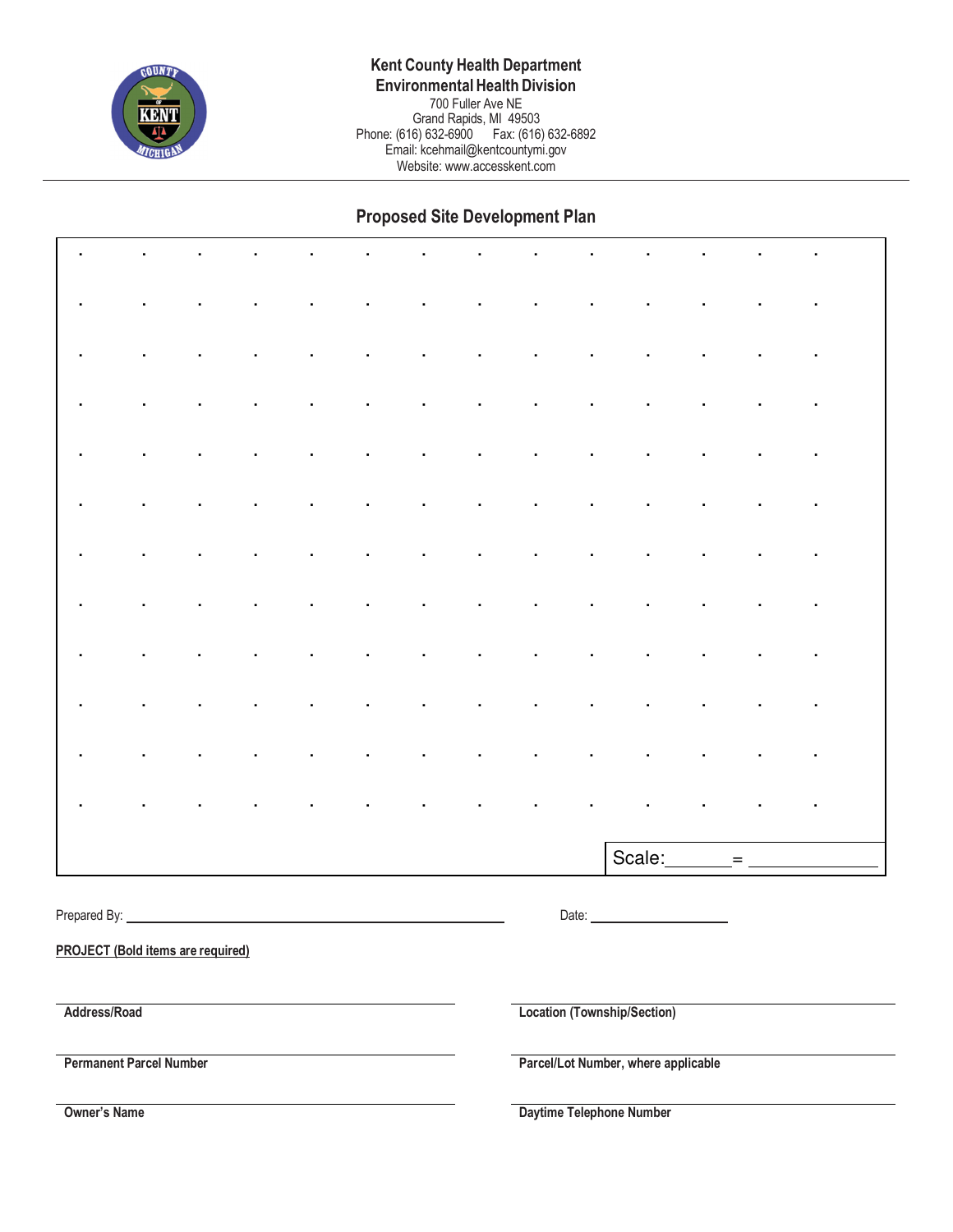**Kent County Health Department**
**Environmental Health Division**
700 Fuller Ave NE
Grand Rapids, MI 49503
Phone: (616) 632-6900 Fax: (616) 632-6892
Email: kcehmail@kentcountymi.gov
Website: www.accesskent.com

## Proposed Site Development Plan

Scale:_______ = ______________

Prepared By: ____________________________________________ Date: ________________

**PROJECT (Bold items are required)**

| | |
|---|---|
| **Address/Road** | **Location (Township/Section)** |
| **Permanent Parcel Number** | **Parcel/Lot Number, where applicable** |
| **Owner's Name** | **Daytime Telephone Number** |